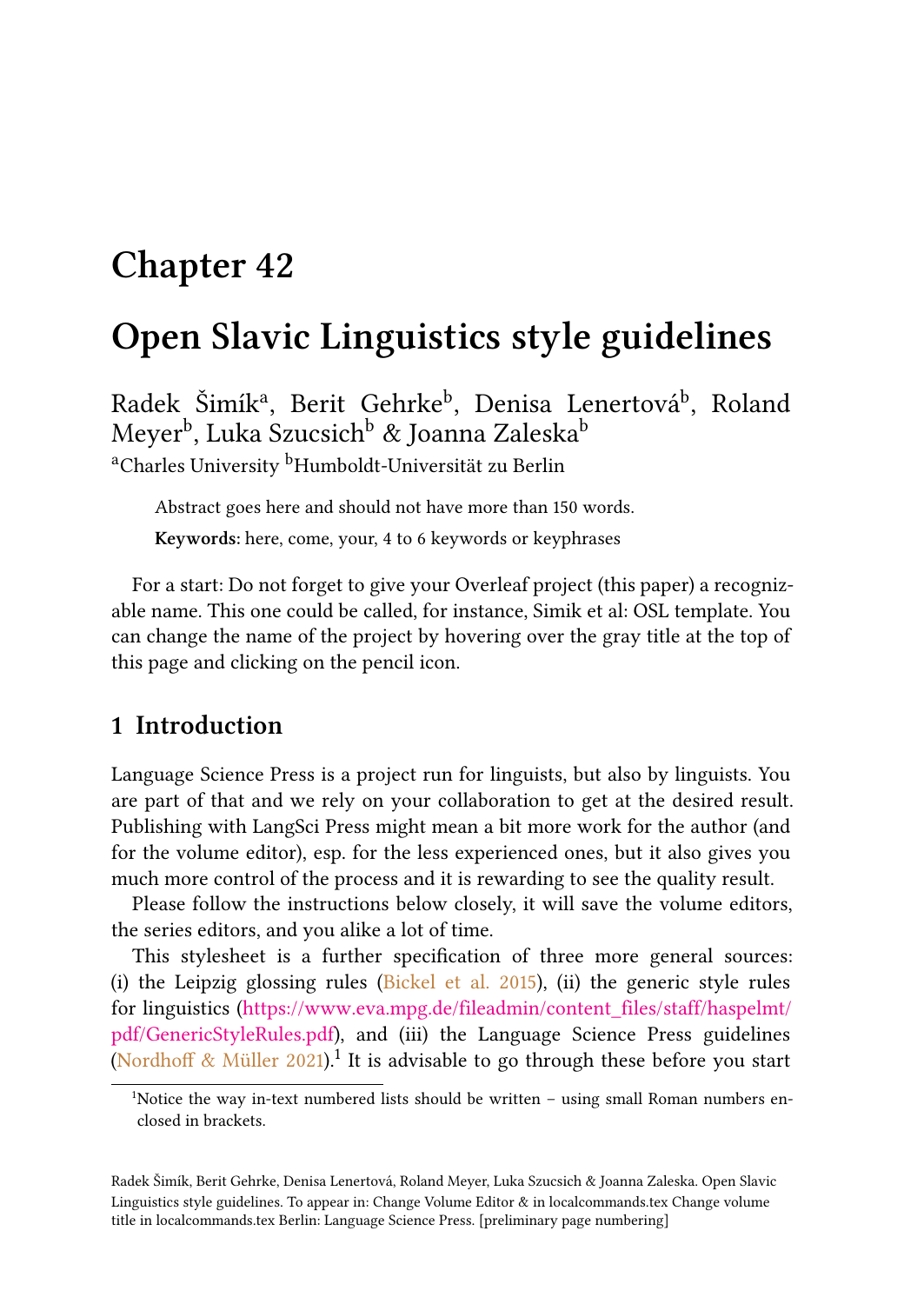# Chapter 42

# Open Slavic Linguistics style guidelines

Radek Šimík[a], Berit Gehrke[b], Denisa Lenertová[b], Roland Meyer[b], Luka Szucsich[b] & Joanna Zaleska[b]

[a]Charles University [b]Humboldt-Universität zu Berlin

Abstract goes here and should not have more than 150 words.

**Keywords:** here, come, your, 4 to 6 keywords or keyphrases

For a start: Do not forget to give your Overleaf project (this paper) a recognizable name. This one could be called, for instance, Simik et al: OSL template. You can change the name of the project by hovering over the gray title at the top of this page and clicking on the pencil icon.

## 1 Introduction

Language Science Press is a project run for linguists, but also by linguists. You are part of that and we rely on your collaboration to get at the desired result. Publishing with LangSci Press might mean a bit more work for the author (and for the volume editor), esp. for the less experienced ones, but it also gives you much more control of the process and it is rewarding to see the quality result.

Please follow the instructions below closely, it will save the volume editors, the series editors, and you alike a lot of time.

This stylesheet is a further specification of three more general sources: (i) the Leipzig glossing rules (Bickel et al. 2015), (ii) the generic style rules for linguistics (https://www.eva.mpg.de/fileadmin/content_files/staff/haspelmt/pdf/GenericStyleRules.pdf), and (iii) the Language Science Press guidelines (Nordhoff & Müller 2021).[1] It is advisable to go through these before you start

[1] Notice the way in-text numbered lists should be written – using small Roman numbers enclosed in brackets.

Radek Šimík, Berit Gehrke, Denisa Lenertová, Roland Meyer, Luka Szucsich & Joanna Zaleska. Open Slavic Linguistics style guidelines. To appear in: Change Volume Editor & in localcommands.tex Change volume title in localcommands.tex Berlin: Language Science Press. [preliminary page numbering]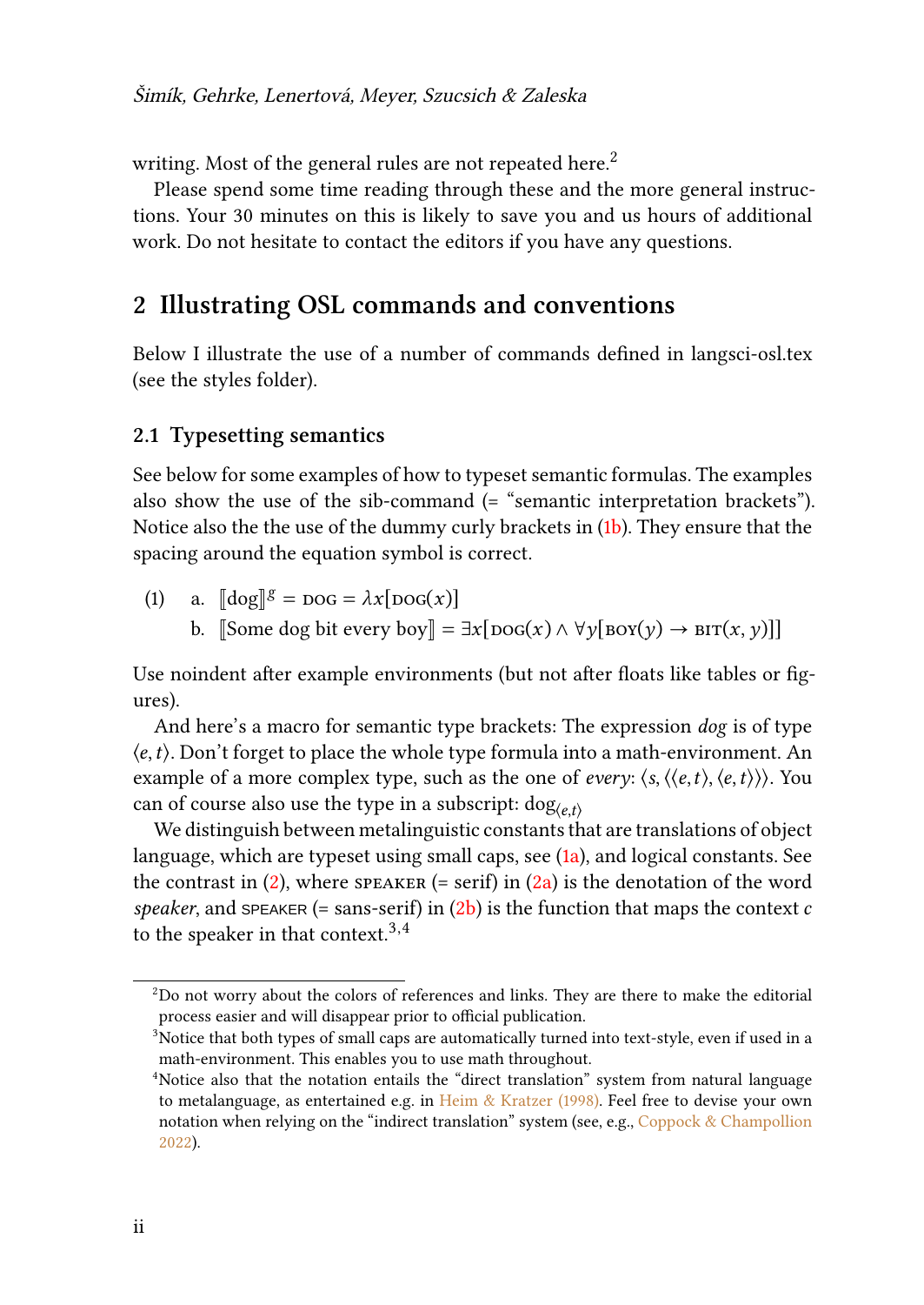writing. Most of the general rules are not repeated here.[2]

Please spend some time reading through these and the more general instructions. Your 30 minutes on this is likely to save you and us hours of additional work. Do not hesitate to contact the editors if you have any questions.

## 2 Illustrating OSL commands and conventions

Below I illustrate the use of a number of commands defined in langsci-osl.tex (see the styles folder).

### 2.1 Typesetting semantics

See below for some examples of how to typeset semantic formulas. The examples also show the use of the sib-command (= "semantic interpretation brackets"). Notice also the the use of the dummy curly brackets in (1b). They ensure that the spacing around the equation symbol is correct.

(1) a. $[\![\text{dog}]\!]^g = \textsc{dog} = \lambda x[\textsc{dog}(x)]$

b. $[\![\text{Some dog bit every boy}]\!] = \exists x[\textsc{dog}(x) \wedge \forall y[\textsc{boy}(y) \rightarrow \textsc{bit}(x, y)]]$

Use noindent after example environments (but not after floats like tables or figures).

And here's a macro for semantic type brackets: The expression *dog* is of type $\langle e, t \rangle$. Don't forget to place the whole type formula into a math-environment. An example of a more complex type, such as the one of *every*: $\langle s, \langle \langle e, t \rangle, \langle e, t \rangle \rangle \rangle$. You can of course also use the type in a subscript: $\text{dog}_{\langle e,t \rangle}$

We distinguish between metalinguistic constants that are translations of object language, which are typeset using small caps, see (1a), and logical constants. See the contrast in (2), where SPEAKER (= serif) in (2a) is the denotation of the word *speaker*, and SPEAKER (= sans-serif) in (2b) is the function that maps the context $c$ to the speaker in that context.[3,4]

---

[2] Do not worry about the colors of references and links. They are there to make the editorial process easier and will disappear prior to official publication.

[3] Notice that both types of small caps are automatically turned into text-style, even if used in a math-environment. This enables you to use math throughout.

[4] Notice also that the notation entails the "direct translation" system from natural language to metalanguage, as entertained e.g. in Heim & Kratzer (1998). Feel free to devise your own notation when relying on the "indirect translation" system (see, e.g., Coppock & Champollion 2022).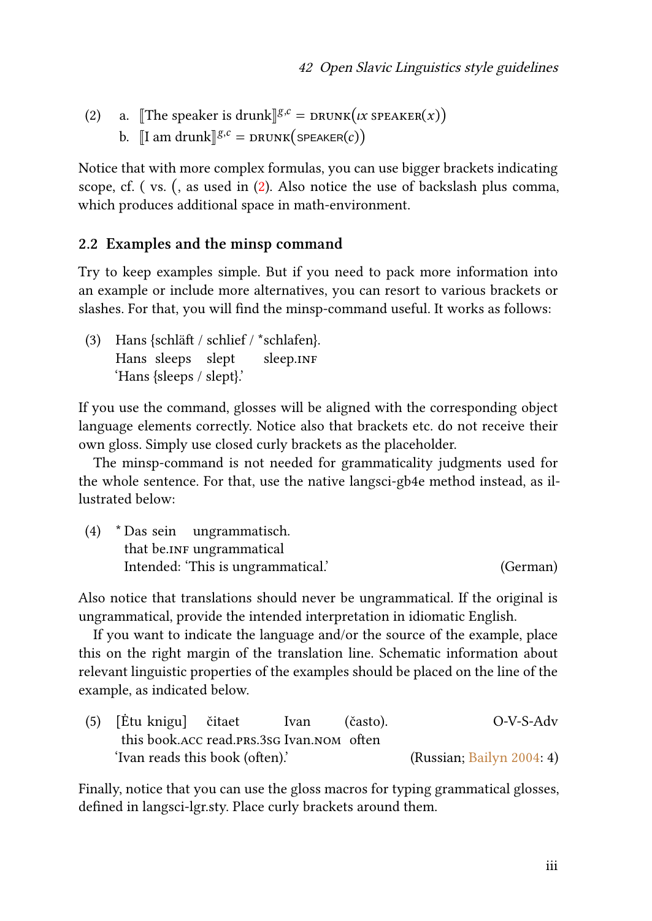(2) a. $[\![\text{The speaker is drunk}]\!]^{g,c} = \textsc{drunk}\big(\iota x \ \textsc{speaker}(x)\big)$

b. $[\![\text{I am drunk}]\!]^{g,c} = \textsc{drunk}\big(\textsc{speaker}(c)\big)$

Notice that with more complex formulas, you can use bigger brackets indicating scope, cf. ( vs. $\big($, as used in (2). Also notice the use of backslash plus comma, which produces additional space in math-environment.

## 2.2 Examples and the minsp command

Try to keep examples simple. But if you need to pack more information into an example or include more alternatives, you can resort to various brackets or slashes. For that, you will find the minsp-command useful. It works as follows:

(3) Hans {schläft / schlief / *schlafen}.
Hans sleeps slept sleep.INF
'Hans {sleeps / slept}.'

If you use the command, glosses will be aligned with the corresponding object language elements correctly. Notice also that brackets etc. do not receive their own gloss. Simply use closed curly brackets as the placeholder.

The minsp-command is not needed for grammaticality judgments used for the whole sentence. For that, use the native langsci-gb4e method instead, as illustrated below:

(4) * Das sein ungrammatisch.
that be.INF ungrammatical
Intended: 'This is ungrammatical.' (German)

Also notice that translations should never be ungrammatical. If the original is ungrammatical, provide the intended interpretation in idiomatic English.

If you want to indicate the language and/or the source of the example, place this on the right margin of the translation line. Schematic information about relevant linguistic properties of the examples should be placed on the line of the example, as indicated below.

(5) [Ėtu knigu] čitaet Ivan (často). O-V-S-Adv
this book.ACC read.PRS.3SG Ivan.NOM often
'Ivan reads this book (often).' (Russian; Bailyn 2004: 4)

Finally, notice that you can use the gloss macros for typing grammatical glosses, defined in langsci-lgr.sty. Place curly brackets around them.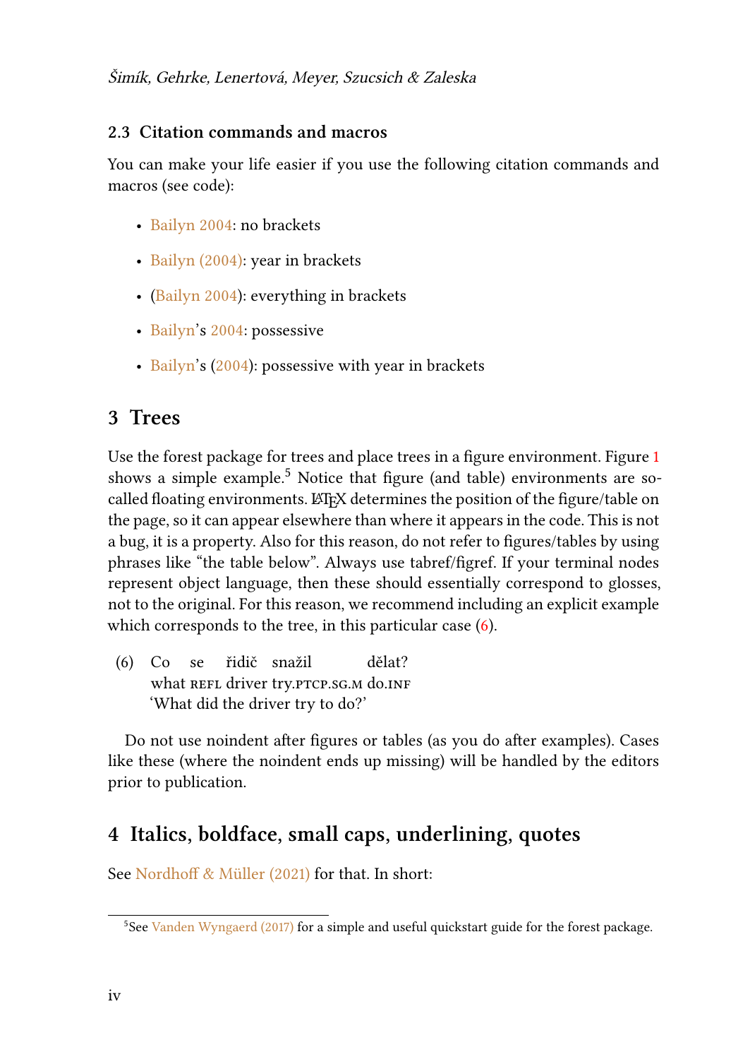### 2.3 Citation commands and macros

You can make your life easier if you use the following citation commands and macros (see code):

- Bailyn 2004: no brackets
- Bailyn (2004): year in brackets
- (Bailyn 2004): everything in brackets
- Bailyn's 2004: possessive
- Bailyn's (2004): possessive with year in brackets

## 3 Trees

Use the forest package for trees and place trees in a figure environment. Figure 1 shows a simple example.[5] Notice that figure (and table) environments are so-called floating environments. LaTeX determines the position of the figure/table on the page, so it can appear elsewhere than where it appears in the code. This is not a bug, it is a property. Also for this reason, do not refer to figures/tables by using phrases like "the table below". Always use tabref/figref. If your terminal nodes represent object language, then these should essentially correspond to glosses, not to the original. For this reason, we recommend including an explicit example which corresponds to the tree, in this particular case (6).

(6) Co se řidič snažil dělat?
what REFL driver try.PTCP.SG.M do.INF
'What did the driver try to do?'

Do not use noindent after figures or tables (as you do after examples). Cases like these (where the noindent ends up missing) will be handled by the editors prior to publication.

## 4 Italics, boldface, small caps, underlining, quotes

See Nordhoff & Müller (2021) for that. In short:

[5] See Vanden Wyngaerd (2017) for a simple and useful quickstart guide for the forest package.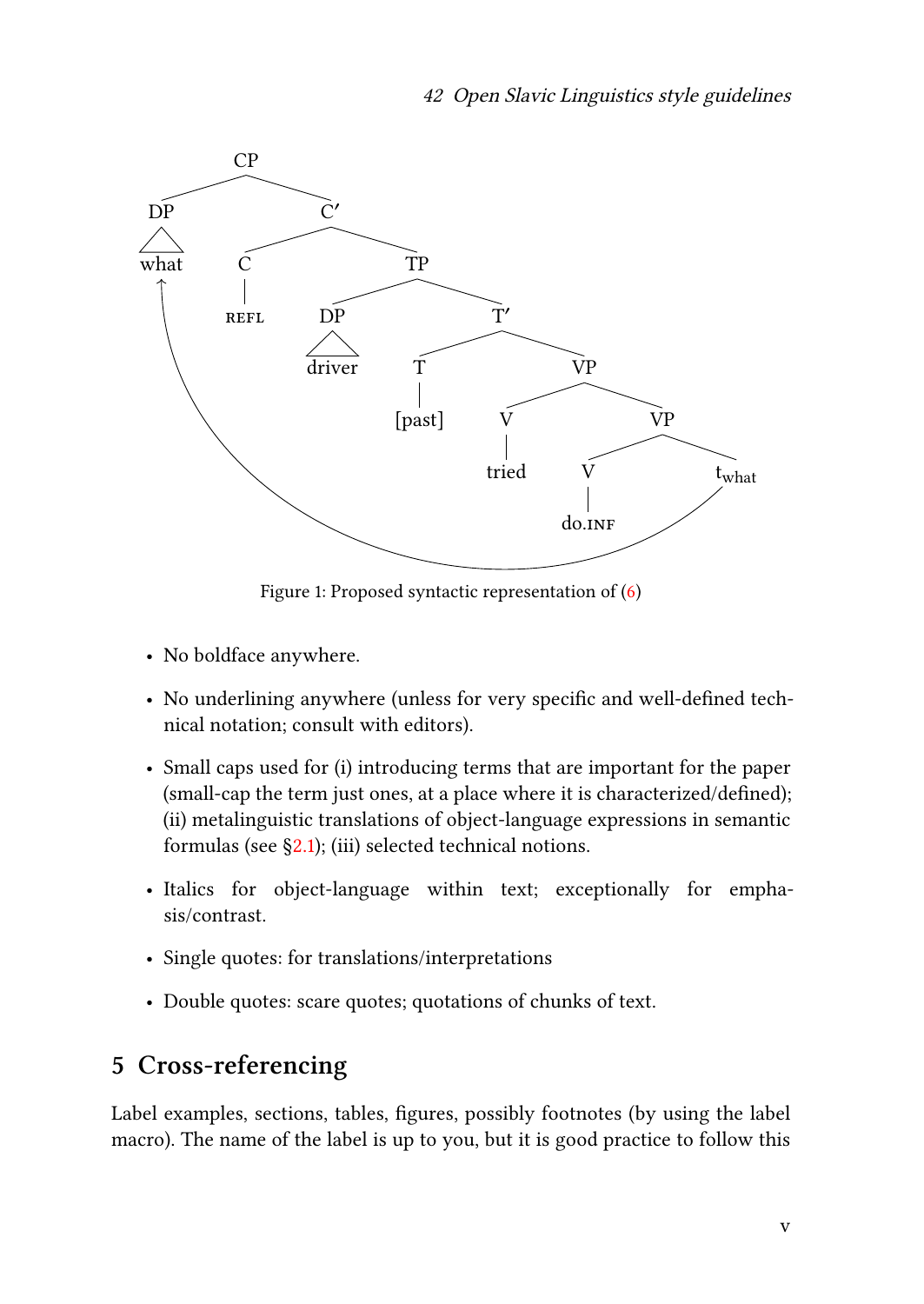Figure 1: Proposed syntactic representation of (6)

- No boldface anywhere.
- No underlining anywhere (unless for very specific and well-defined technical notation; consult with editors).
- Small caps used for (i) introducing terms that are important for the paper (small-cap the term just ones, at a place where it is characterized/defined); (ii) metalinguistic translations of object-language expressions in semantic formulas (see §2.1); (iii) selected technical notions.
- Italics for object-language within text; exceptionally for emphasis/contrast.
- Single quotes: for translations/interpretations
- Double quotes: scare quotes; quotations of chunks of text.

## 5 Cross-referencing

Label examples, sections, tables, figures, possibly footnotes (by using the label macro). The name of the label is up to you, but it is good practice to follow this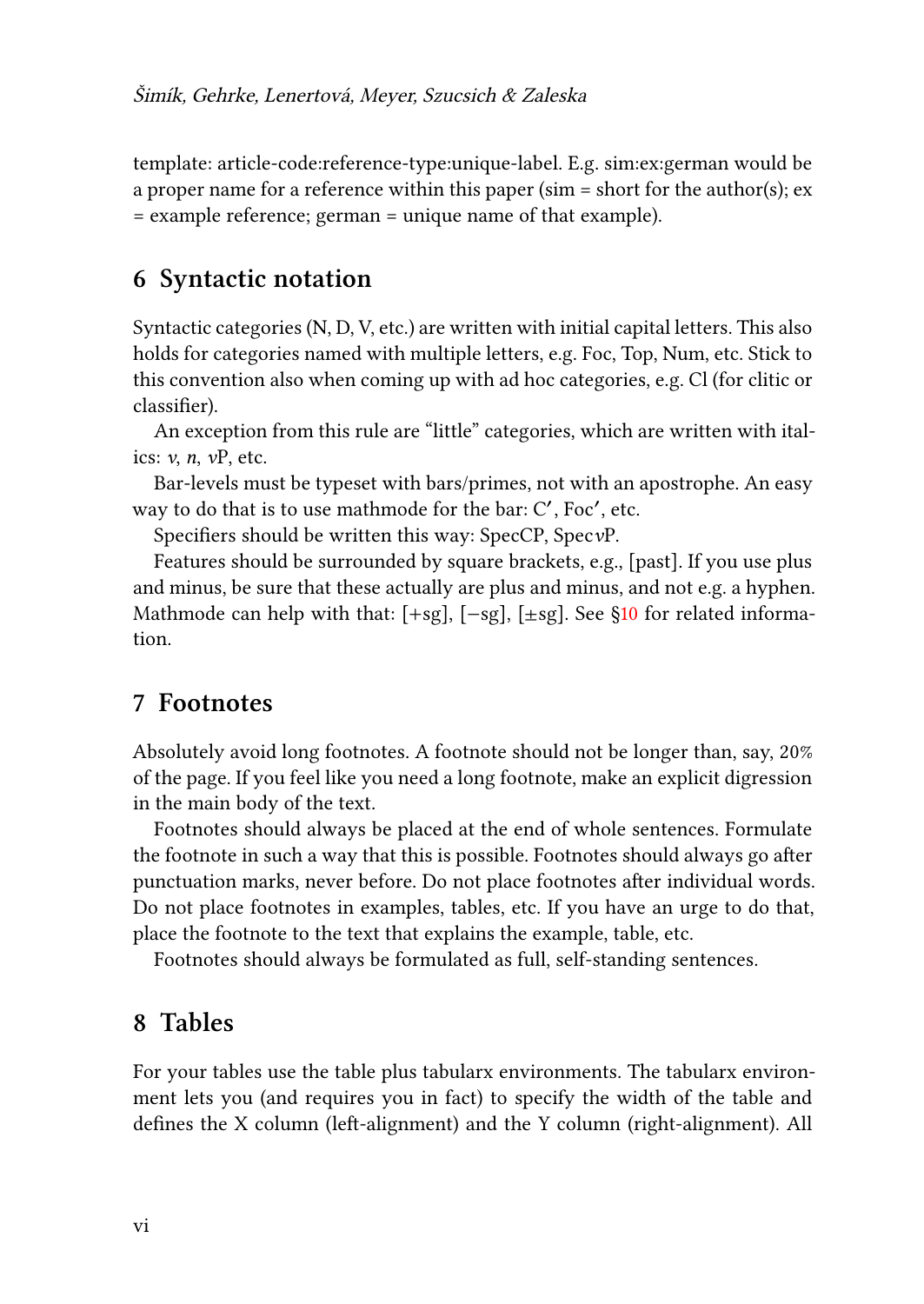template: article-code:reference-type:unique-label. E.g. sim:ex:german would be a proper name for a reference within this paper (sim = short for the author(s); ex = example reference; german = unique name of that example).

## 6 Syntactic notation

Syntactic categories (N, D, V, etc.) are written with initial capital letters. This also holds for categories named with multiple letters, e.g. Foc, Top, Num, etc. Stick to this convention also when coming up with ad hoc categories, e.g. Cl (for clitic or classifier).

An exception from this rule are "little" categories, which are written with italics: *v*, *n*, *v*P, etc.

Bar-levels must be typeset with bars/primes, not with an apostrophe. An easy way to do that is to use mathmode for the bar: C$'$, Foc$'$, etc.

Specifiers should be written this way: SpecCP, Spec*v*P.

Features should be surrounded by square brackets, e.g., [past]. If you use plus and minus, be sure that these actually are plus and minus, and not e.g. a hyphen. Mathmode can help with that: [$+$sg], [$-$sg], [$\pm$sg]. See §10 for related information.

## 7 Footnotes

Absolutely avoid long footnotes. A footnote should not be longer than, say, 20% of the page. If you feel like you need a long footnote, make an explicit digression in the main body of the text.

Footnotes should always be placed at the end of whole sentences. Formulate the footnote in such a way that this is possible. Footnotes should always go after punctuation marks, never before. Do not place footnotes after individual words. Do not place footnotes in examples, tables, etc. If you have an urge to do that, place the footnote to the text that explains the example, table, etc.

Footnotes should always be formulated as full, self-standing sentences.

## 8 Tables

For your tables use the table plus tabularx environments. The tabularx environment lets you (and requires you in fact) to specify the width of the table and defines the X column (left-alignment) and the Y column (right-alignment). All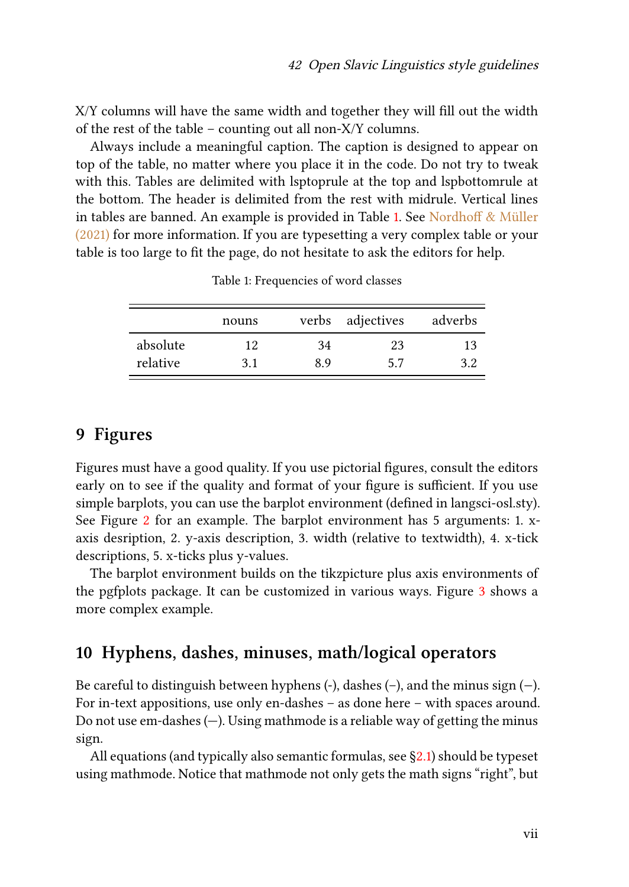X/Y columns will have the same width and together they will fill out the width of the rest of the table – counting out all non-X/Y columns.

Always include a meaningful caption. The caption is designed to appear on top of the table, no matter where you place it in the code. Do not try to tweak with this. Tables are delimited with lsptoprule at the top and lspbottomrule at the bottom. The header is delimited from the rest with midrule. Vertical lines in tables are banned. An example is provided in Table 1. See Nordhoff & Müller (2021) for more information. If you are typesetting a very complex table or your table is too large to fit the page, do not hesitate to ask the editors for help.

Table 1: Frequencies of word classes

| | nouns | verbs | adjectives | adverbs |
|---|---|---|---|---|
| absolute | 12 | 34 | 23 | 13 |
| relative | 3.1 | 8.9 | 5.7 | 3.2 |

## 9 Figures

Figures must have a good quality. If you use pictorial figures, consult the editors early on to see if the quality and format of your figure is sufficient. If you use simple barplots, you can use the barplot environment (defined in langsci-osl.sty). See Figure 2 for an example. The barplot environment has 5 arguments: 1. x-axis desription, 2. y-axis description, 3. width (relative to textwidth), 4. x-tick descriptions, 5. x-ticks plus y-values.

The barplot environment builds on the tikzpicture plus axis environments of the pgfplots package. It can be customized in various ways. Figure 3 shows a more complex example.

## 10 Hyphens, dashes, minuses, math/logical operators

Be careful to distinguish between hyphens (-), dashes (–), and the minus sign (−). For in-text appositions, use only en-dashes – as done here – with spaces around. Do not use em-dashes (—). Using mathmode is a reliable way of getting the minus sign.

All equations (and typically also semantic formulas, see §2.1) should be typeset using mathmode. Notice that mathmode not only gets the math signs "right", but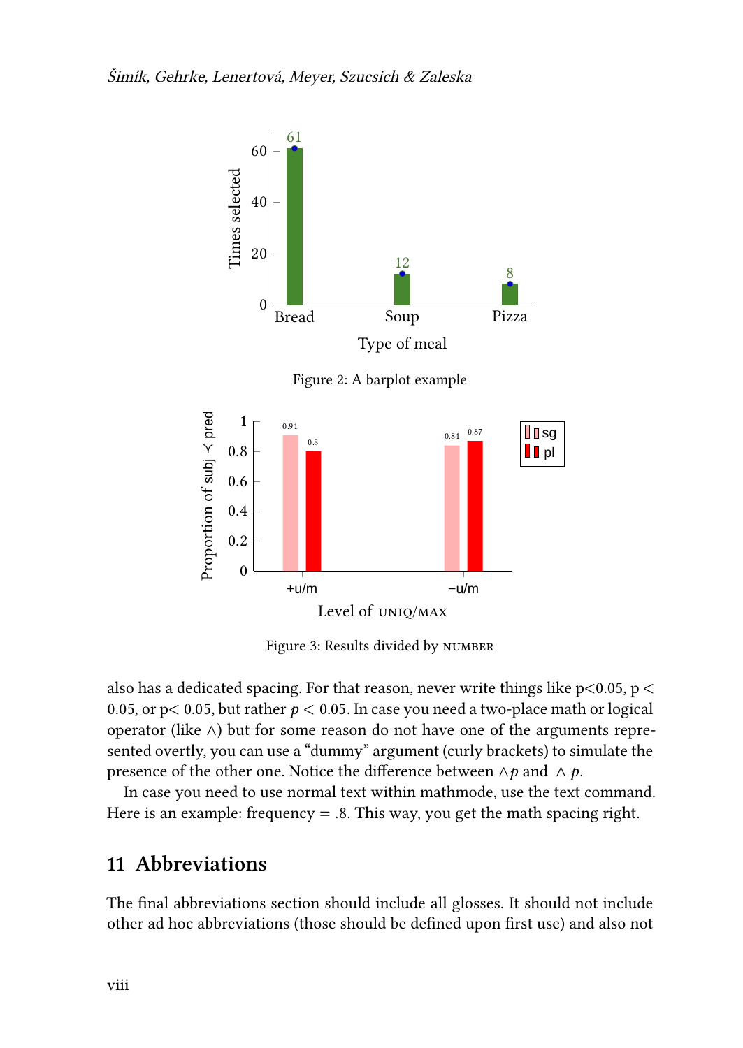Figure 2: A barplot example

Figure 3: Results divided by NUMBER

also has a dedicated spacing. For that reason, never write things like p<0.05, p < 0.05, or p< 0.05, but rather $p < 0.05$. In case you need a two-place math or logical operator (like $\wedge$) but for some reason do not have one of the arguments represented overtly, you can use a “dummy” argument (curly brackets) to simulate the presence of the other one. Notice the difference between $\wedge p$ and ${} \wedge p$.

In case you need to use normal text within mathmode, use the text command. Here is an example: $\text{frequency} = .8$. This way, you get the math spacing right.

## 11 Abbreviations

The final abbreviations section should include all glosses. It should not include other ad hoc abbreviations (those should be defined upon first use) and also not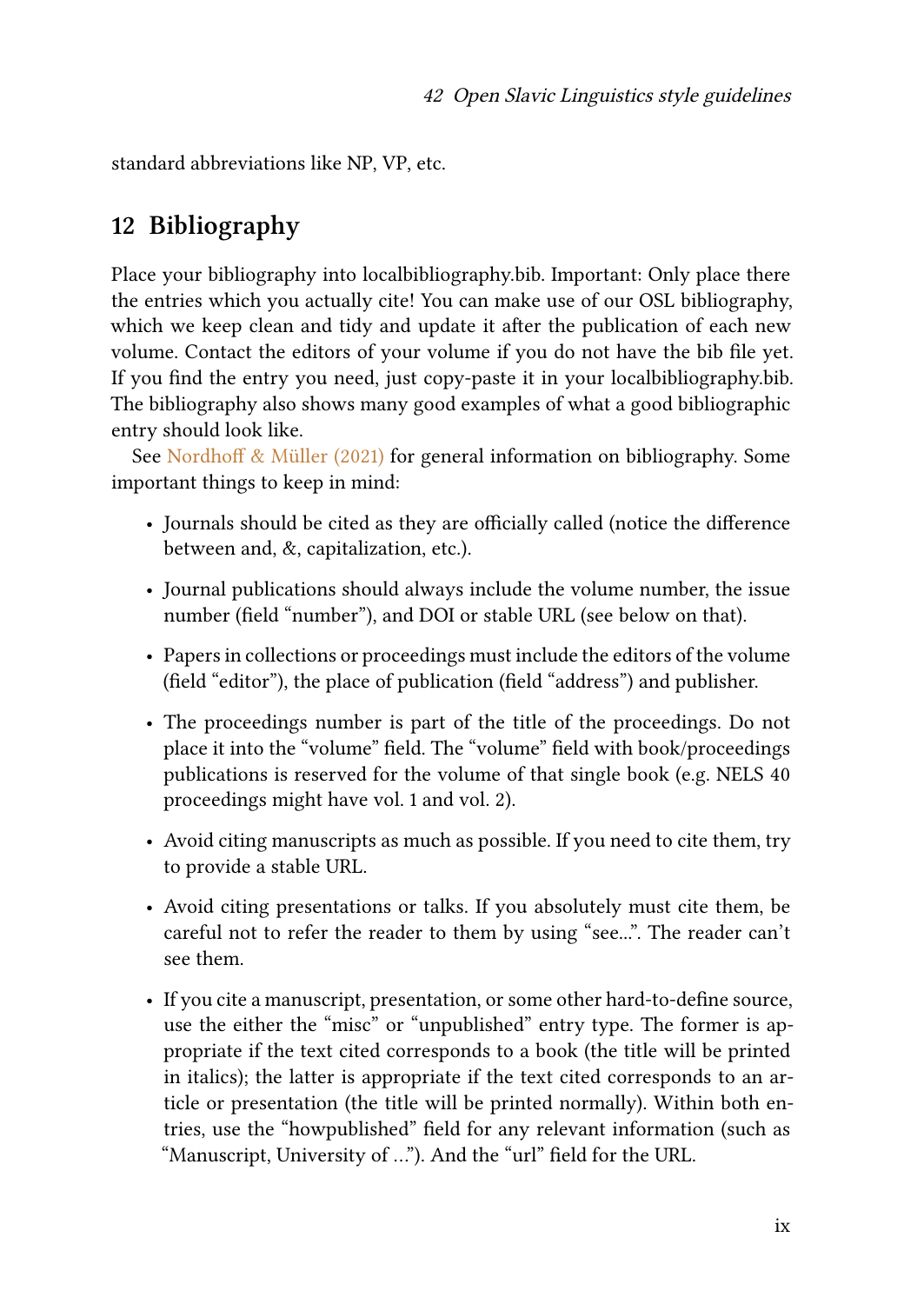standard abbreviations like NP, VP, etc.

## 12 Bibliography

Place your bibliography into localbibliography.bib. Important: Only place there the entries which you actually cite! You can make use of our OSL bibliography, which we keep clean and tidy and update it after the publication of each new volume. Contact the editors of your volume if you do not have the bib file yet. If you find the entry you need, just copy-paste it in your localbibliography.bib. The bibliography also shows many good examples of what a good bibliographic entry should look like.

See Nordhoff & Müller (2021) for general information on bibliography. Some important things to keep in mind:

- Journals should be cited as they are officially called (notice the difference between and, &, capitalization, etc.).
- Journal publications should always include the volume number, the issue number (field "number"), and DOI or stable URL (see below on that).
- Papers in collections or proceedings must include the editors of the volume (field "editor"), the place of publication (field "address") and publisher.
- The proceedings number is part of the title of the proceedings. Do not place it into the "volume" field. The "volume" field with book/proceedings publications is reserved for the volume of that single book (e.g. NELS 40 proceedings might have vol. 1 and vol. 2).
- Avoid citing manuscripts as much as possible. If you need to cite them, try to provide a stable URL.
- Avoid citing presentations or talks. If you absolutely must cite them, be careful not to refer the reader to them by using "see…". The reader can't see them.
- If you cite a manuscript, presentation, or some other hard-to-define source, use the either the "misc" or "unpublished" entry type. The former is appropriate if the text cited corresponds to a book (the title will be printed in italics); the latter is appropriate if the text cited corresponds to an article or presentation (the title will be printed normally). Within both entries, use the "howpublished" field for any relevant information (such as "Manuscript, University of …"). And the "url" field for the URL.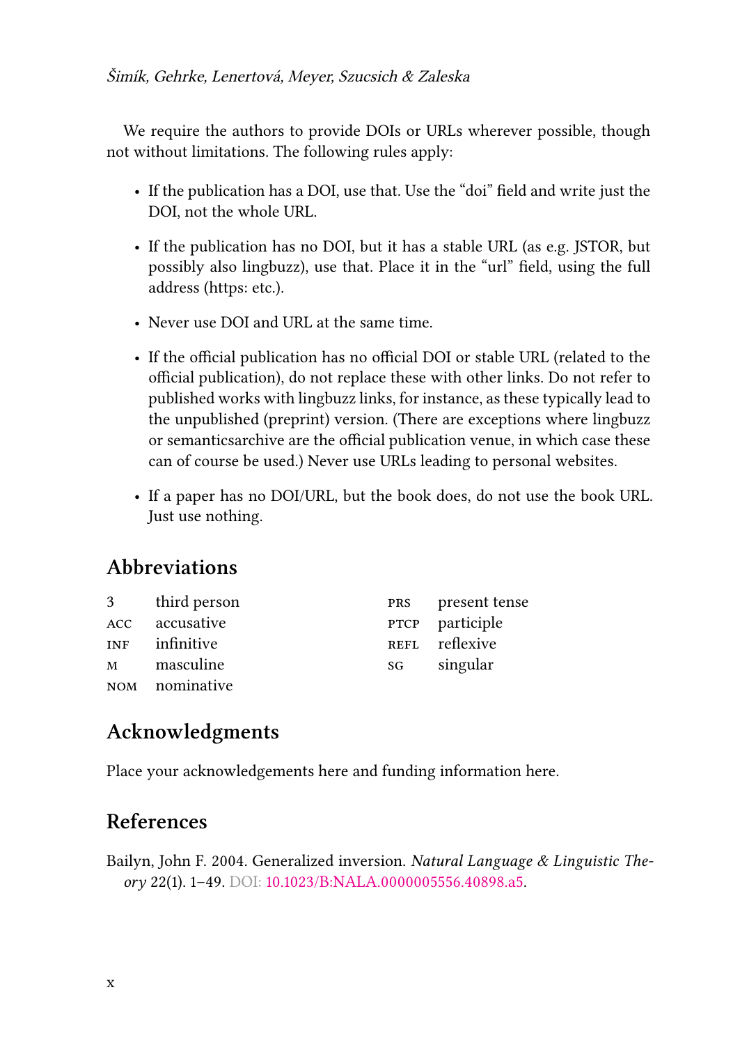We require the authors to provide DOIs or URLs wherever possible, though not without limitations. The following rules apply:

- If the publication has a DOI, use that. Use the “doi” field and write just the DOI, not the whole URL.
- If the publication has no DOI, but it has a stable URL (as e.g. JSTOR, but possibly also lingbuzz), use that. Place it in the “url” field, using the full address (https: etc.).
- Never use DOI and URL at the same time.
- If the official publication has no official DOI or stable URL (related to the official publication), do not replace these with other links. Do not refer to published works with lingbuzz links, for instance, as these typically lead to the unpublished (preprint) version. (There are exceptions where lingbuzz or semanticsarchive are the official publication venue, in which case these can of course be used.) Never use URLs leading to personal websites.
- If a paper has no DOI/URL, but the book does, do not use the book URL. Just use nothing.

## Abbreviations

| | | | |
|---|---|---|---|
| 3 | third person | PRS | present tense |
| ACC | accusative | PTCP | participle |
| INF | infinitive | REFL | reflexive |
| M | masculine | SG | singular |
| NOM | nominative | | |

## Acknowledgments

Place your acknowledgements here and funding information here.

## References

Bailyn, John F. 2004. Generalized inversion. *Natural Language & Linguistic Theory* 22(1). 1–49. DOI: 10.1023/B:NALA.0000005556.40898.a5.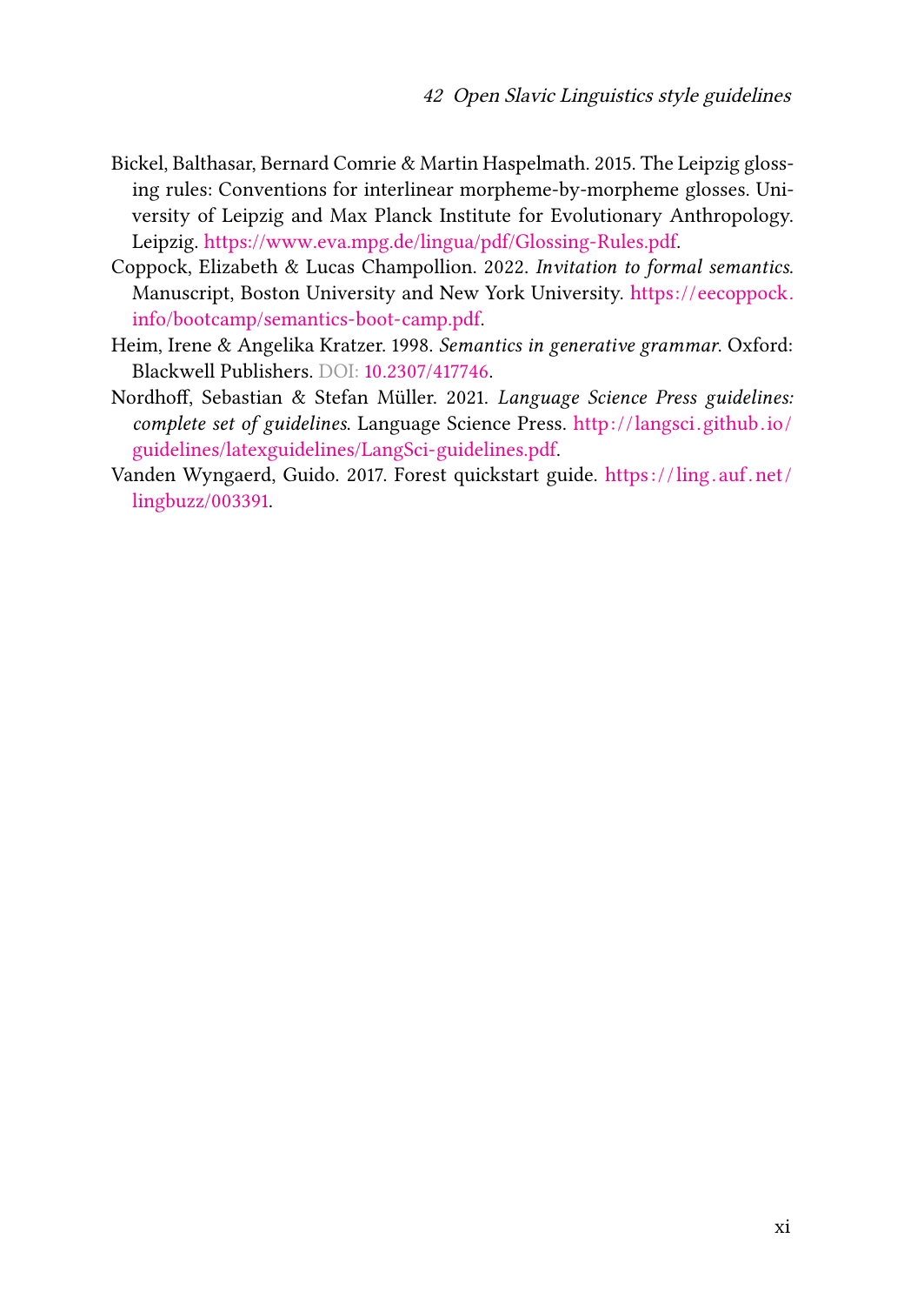Bickel, Balthasar, Bernard Comrie & Martin Haspelmath. 2015. The Leipzig glossing rules: Conventions for interlinear morpheme-by-morpheme glosses. University of Leipzig and Max Planck Institute for Evolutionary Anthropology. Leipzig. https://www.eva.mpg.de/lingua/pdf/Glossing-Rules.pdf.

Coppock, Elizabeth & Lucas Champollion. 2022. *Invitation to formal semantics*. Manuscript, Boston University and New York University. https://eecoppock.info/bootcamp/semantics-boot-camp.pdf.

Heim, Irene & Angelika Kratzer. 1998. *Semantics in generative grammar*. Oxford: Blackwell Publishers. DOI: 10.2307/417746.

Nordhoff, Sebastian & Stefan Müller. 2021. *Language Science Press guidelines: complete set of guidelines*. Language Science Press. http://langsci.github.io/guidelines/latexguidelines/LangSci-guidelines.pdf.

Vanden Wyngaerd, Guido. 2017. Forest quickstart guide. https://ling.auf.net/lingbuzz/003391.